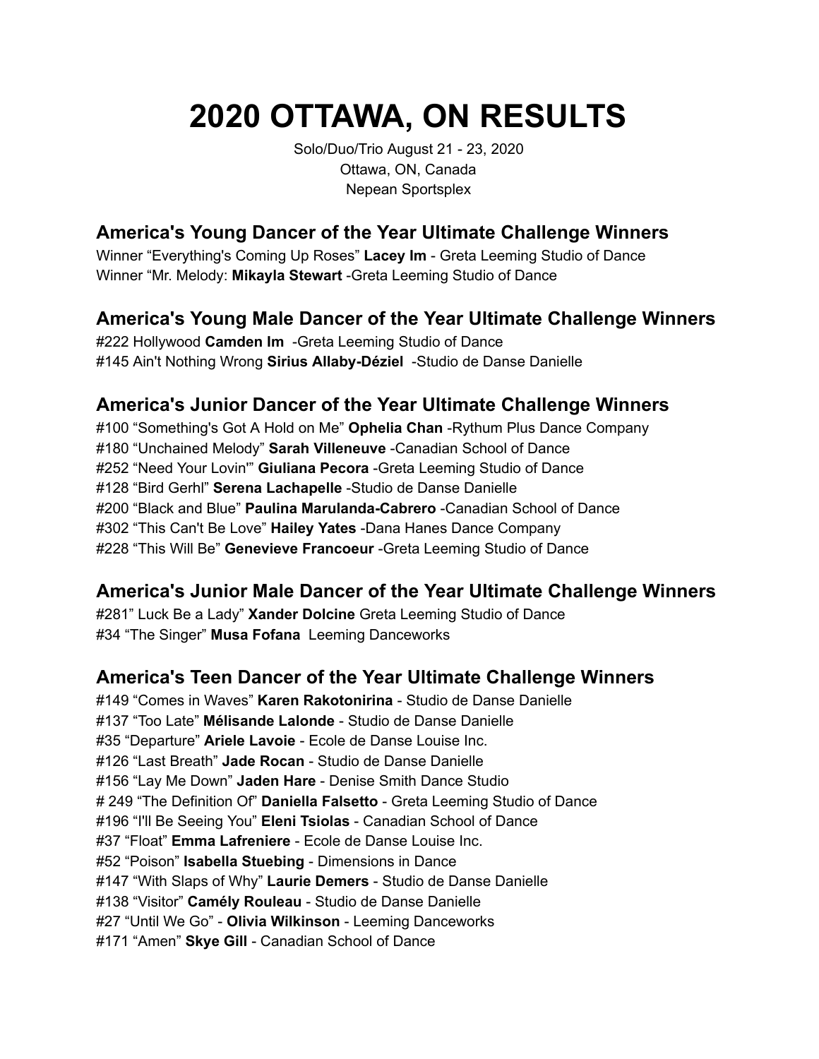# 2020 OTTAWA, ON RESULTS

Solo/Duo/Trio August 21 - 23, 2020
Ottawa, ON, Canada
Nepean Sportsplex

## America's Young Dancer of the Year Ultimate Challenge Winners

Winner "Everything's Coming Up Roses" **Lacey Im** - Greta Leeming Studio of Dance
Winner "Mr. Melody: **Mikayla Stewart** -Greta Leeming Studio of Dance

## America's Young Male Dancer of the Year Ultimate Challenge Winners

#222 Hollywood **Camden Im** -Greta Leeming Studio of Dance
#145 Ain't Nothing Wrong **Sirius Allaby-Déziel** -Studio de Danse Danielle

## America's Junior Dancer of the Year Ultimate Challenge Winners

#100 "Something's Got A Hold on Me" **Ophelia Chan** -Rythum Plus Dance Company
#180 "Unchained Melody" **Sarah Villeneuve** -Canadian School of Dance
#252 "Need Your Lovin'" **Giuliana Pecora** -Greta Leeming Studio of Dance
#128 "Bird Gerhl" **Serena Lachapelle** -Studio de Danse Danielle
#200 "Black and Blue" **Paulina Marulanda-Cabrero** -Canadian School of Dance
#302 "This Can't Be Love" **Hailey Yates** -Dana Hanes Dance Company
#228 "This Will Be" **Genevieve Francoeur** -Greta Leeming Studio of Dance

## America's Junior Male Dancer of the Year Ultimate Challenge Winners

#281" Luck Be a Lady" **Xander Dolcine** Greta Leeming Studio of Dance
#34 "The Singer" **Musa Fofana** Leeming Danceworks

## America's Teen Dancer of the Year Ultimate Challenge Winners

#149 "Comes in Waves" **Karen Rakotonirina** - Studio de Danse Danielle
#137 "Too Late" **Mélisande Lalonde** - Studio de Danse Danielle
#35 "Departure" **Ariele Lavoie** - Ecole de Danse Louise Inc.
#126 "Last Breath" **Jade Rocan** - Studio de Danse Danielle
#156 "Lay Me Down" **Jaden Hare** - Denise Smith Dance Studio
# 249 "The Definition Of" **Daniella Falsetto** - Greta Leeming Studio of Dance
#196 "I'll Be Seeing You" **Eleni Tsiolas** - Canadian School of Dance
#37 "Float" **Emma Lafreniere** - Ecole de Danse Louise Inc.
#52 "Poison" **Isabella Stuebing** - Dimensions in Dance
#147 "With Slaps of Why" **Laurie Demers** - Studio de Danse Danielle
#138 "Visitor" **Camély Rouleau** - Studio de Danse Danielle
#27 "Until We Go" - **Olivia Wilkinson** - Leeming Danceworks
#171 "Amen" **Skye Gill** - Canadian School of Dance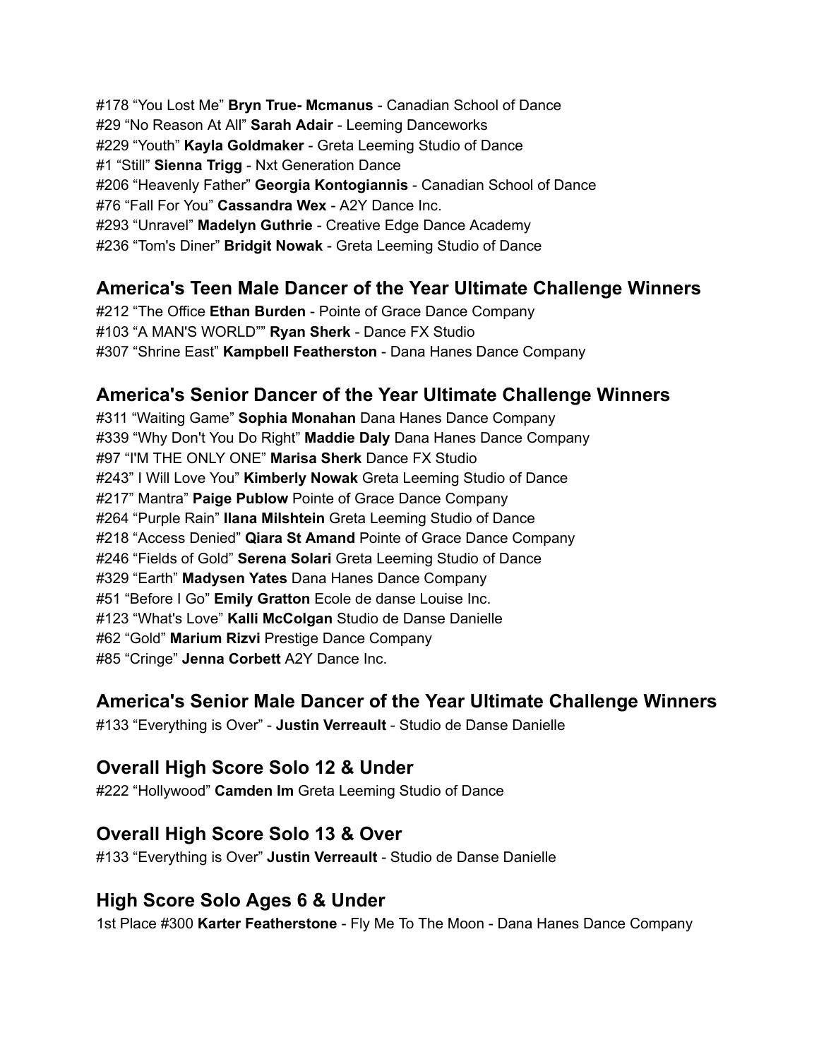#178 “You Lost Me” **Bryn True- Mcmanus** - Canadian School of Dance
#29 “No Reason At All” **Sarah Adair** - Leeming Danceworks
#229 “Youth” **Kayla Goldmaker** - Greta Leeming Studio of Dance
#1 “Still” **Sienna Trigg** - Nxt Generation Dance
#206 “Heavenly Father” **Georgia Kontogiannis** - Canadian School of Dance
#76 “Fall For You” **Cassandra Wex** - A2Y Dance Inc.
#293 “Unravel” **Madelyn Guthrie** - Creative Edge Dance Academy
#236 “Tom's Diner” **Bridgit Nowak** - Greta Leeming Studio of Dance

## America's Teen Male Dancer of the Year Ultimate Challenge Winners

#212 “The Office **Ethan Burden** - Pointe of Grace Dance Company
#103 “A MAN'S WORLD”” **Ryan Sherk** - Dance FX Studio
#307 “Shrine East” **Kampbell Featherston** - Dana Hanes Dance Company

## America's Senior Dancer of the Year Ultimate Challenge Winners

#311 “Waiting Game” **Sophia Monahan** Dana Hanes Dance Company
#339 “Why Don't You Do Right” **Maddie Daly** Dana Hanes Dance Company
#97 “I'M THE ONLY ONE” **Marisa Sherk** Dance FX Studio
#243” I Will Love You” **Kimberly Nowak** Greta Leeming Studio of Dance
#217” Mantra” **Paige Publow** Pointe of Grace Dance Company
#264 “Purple Rain” **Ilana Milshtein** Greta Leeming Studio of Dance
#218 “Access Denied” **Qiara St Amand** Pointe of Grace Dance Company
#246 “Fields of Gold” **Serena Solari** Greta Leeming Studio of Dance
#329 “Earth” **Madysen Yates** Dana Hanes Dance Company
#51 “Before I Go” **Emily Gratton** Ecole de danse Louise Inc.
#123 “What's Love” **Kalli McColgan** Studio de Danse Danielle
#62 “Gold” **Marium Rizvi** Prestige Dance Company
#85 “Cringe” **Jenna Corbett** A2Y Dance Inc.

## America's Senior Male Dancer of the Year Ultimate Challenge Winners

#133 “Everything is Over” - **Justin Verreault** - Studio de Danse Danielle

## Overall High Score Solo 12 & Under

#222 “Hollywood” **Camden Im** Greta Leeming Studio of Dance

## Overall High Score Solo 13 & Over

#133 “Everything is Over” **Justin Verreault** - Studio de Danse Danielle

## High Score Solo Ages 6 & Under

1st Place #300 **Karter Featherstone** - Fly Me To The Moon - Dana Hanes Dance Company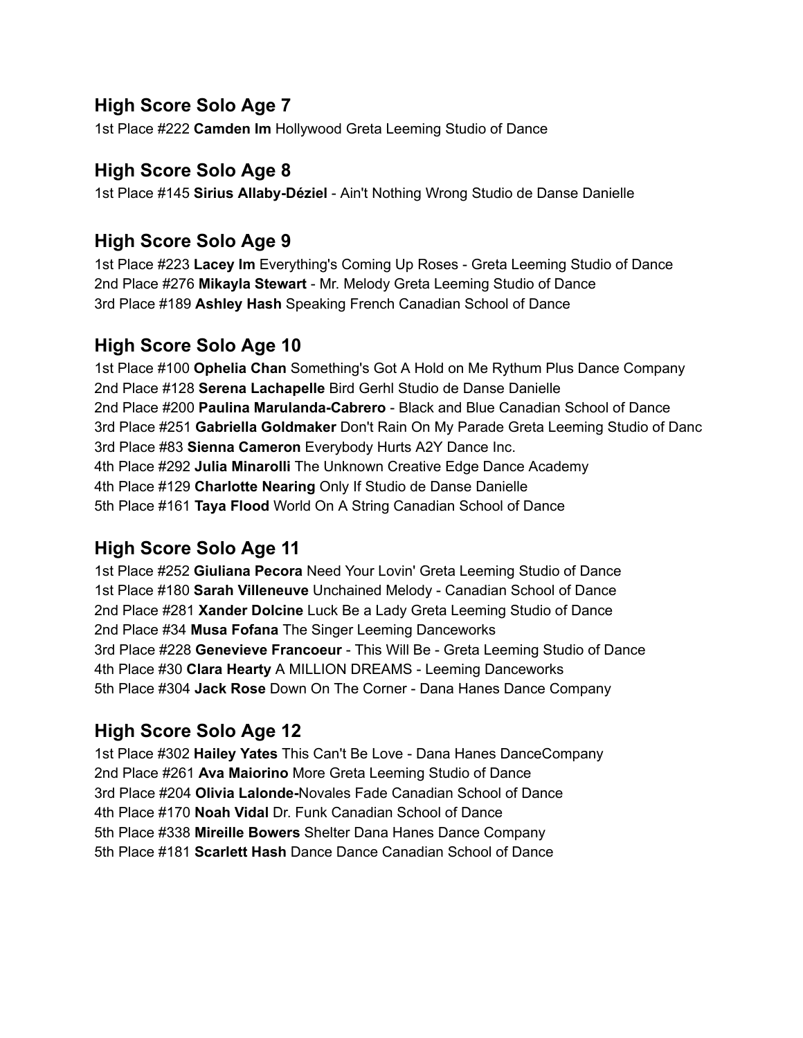## High Score Solo Age 7

1st Place #222 **Camden Im** Hollywood Greta Leeming Studio of Dance

## High Score Solo Age 8

1st Place #145 **Sirius Allaby-Déziel** - Ain't Nothing Wrong Studio de Danse Danielle

## High Score Solo Age 9

1st Place #223 **Lacey Im** Everything's Coming Up Roses - Greta Leeming Studio of Dance
2nd Place #276 **Mikayla Stewart** - Mr. Melody Greta Leeming Studio of Dance
3rd Place #189 **Ashley Hash** Speaking French Canadian School of Dance

## High Score Solo Age 10

1st Place #100 **Ophelia Chan** Something's Got A Hold on Me Rythum Plus Dance Company
2nd Place #128 **Serena Lachapelle** Bird Gerhl Studio de Danse Danielle
2nd Place #200 **Paulina Marulanda-Cabrero** - Black and Blue Canadian School of Dance
3rd Place #251 **Gabriella Goldmaker** Don't Rain On My Parade Greta Leeming Studio of Danc
3rd Place #83 **Sienna Cameron** Everybody Hurts A2Y Dance Inc.
4th Place #292 **Julia Minarolli** The Unknown Creative Edge Dance Academy
4th Place #129 **Charlotte Nearing** Only If Studio de Danse Danielle
5th Place #161 **Taya Flood** World On A String Canadian School of Dance

## High Score Solo Age 11

1st Place #252 **Giuliana Pecora** Need Your Lovin' Greta Leeming Studio of Dance
1st Place #180 **Sarah Villeneuve** Unchained Melody - Canadian School of Dance
2nd Place #281 **Xander Dolcine** Luck Be a Lady Greta Leeming Studio of Dance
2nd Place #34 **Musa Fofana** The Singer Leeming Danceworks
3rd Place #228 **Genevieve Francoeur** - This Will Be - Greta Leeming Studio of Dance
4th Place #30 **Clara Hearty** A MILLION DREAMS - Leeming Danceworks
5th Place #304 **Jack Rose** Down On The Corner - Dana Hanes Dance Company

## High Score Solo Age 12

1st Place #302 **Hailey Yates** This Can't Be Love - Dana Hanes DanceCompany
2nd Place #261 **Ava Maiorino** More Greta Leeming Studio of Dance
3rd Place #204 **Olivia Lalonde-**Novales Fade Canadian School of Dance
4th Place #170 **Noah Vidal** Dr. Funk Canadian School of Dance
5th Place #338 **Mireille Bowers** Shelter Dana Hanes Dance Company
5th Place #181 **Scarlett Hash** Dance Dance Canadian School of Dance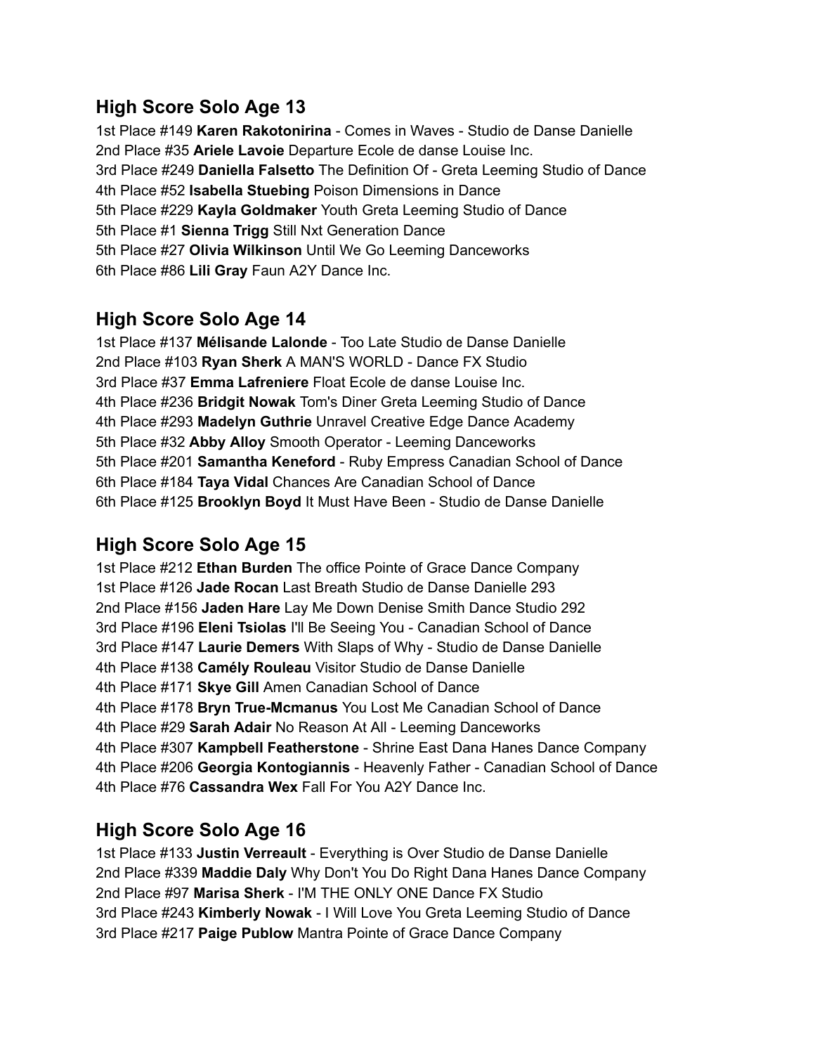## High Score Solo Age 13

1st Place #149 **Karen Rakotonirina** - Comes in Waves - Studio de Danse Danielle
2nd Place #35 **Ariele Lavoie** Departure Ecole de danse Louise Inc.
3rd Place #249 **Daniella Falsetto** The Definition Of - Greta Leeming Studio of Dance
4th Place #52 **Isabella Stuebing** Poison Dimensions in Dance
5th Place #229 **Kayla Goldmaker** Youth Greta Leeming Studio of Dance
5th Place #1 **Sienna Trigg** Still Nxt Generation Dance
5th Place #27 **Olivia Wilkinson** Until We Go Leeming Danceworks
6th Place #86 **Lili Gray** Faun A2Y Dance Inc.

## High Score Solo Age 14

1st Place #137 **Mélisande Lalonde** - Too Late Studio de Danse Danielle
2nd Place #103 **Ryan Sherk** A MAN'S WORLD - Dance FX Studio
3rd Place #37 **Emma Lafreniere** Float Ecole de danse Louise Inc.
4th Place #236 **Bridgit Nowak** Tom's Diner Greta Leeming Studio of Dance
4th Place #293 **Madelyn Guthrie** Unravel Creative Edge Dance Academy
5th Place #32 **Abby Alloy** Smooth Operator - Leeming Danceworks
5th Place #201 **Samantha Keneford** - Ruby Empress Canadian School of Dance
6th Place #184 **Taya Vidal** Chances Are Canadian School of Dance
6th Place #125 **Brooklyn Boyd** It Must Have Been - Studio de Danse Danielle

## High Score Solo Age 15

1st Place #212 **Ethan Burden** The office Pointe of Grace Dance Company
1st Place #126 **Jade Rocan** Last Breath Studio de Danse Danielle 293
2nd Place #156 **Jaden Hare** Lay Me Down Denise Smith Dance Studio 292
3rd Place #196 **Eleni Tsiolas** I'll Be Seeing You - Canadian School of Dance
3rd Place #147 **Laurie Demers** With Slaps of Why - Studio de Danse Danielle
4th Place #138 **Camély Rouleau** Visitor Studio de Danse Danielle
4th Place #171 **Skye Gill** Amen Canadian School of Dance
4th Place #178 **Bryn True-Mcmanus** You Lost Me Canadian School of Dance
4th Place #29 **Sarah Adair** No Reason At All - Leeming Danceworks
4th Place #307 **Kampbell Featherstone** - Shrine East Dana Hanes Dance Company
4th Place #206 **Georgia Kontogiannis** - Heavenly Father - Canadian School of Dance
4th Place #76 **Cassandra Wex** Fall For You A2Y Dance Inc.

## High Score Solo Age 16

1st Place #133 **Justin Verreault** - Everything is Over Studio de Danse Danielle
2nd Place #339 **Maddie Daly** Why Don't You Do Right Dana Hanes Dance Company
2nd Place #97 **Marisa Sherk** - I'M THE ONLY ONE Dance FX Studio
3rd Place #243 **Kimberly Nowak** - I Will Love You Greta Leeming Studio of Dance
3rd Place #217 **Paige Publow** Mantra Pointe of Grace Dance Company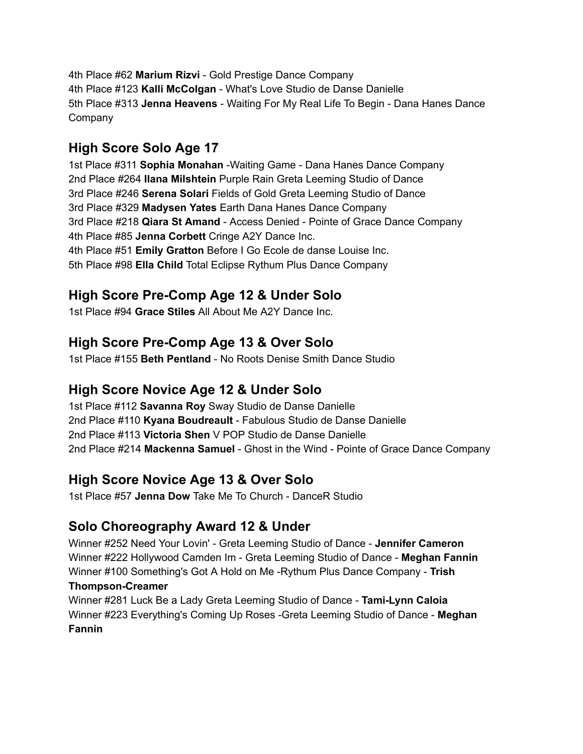4th Place #62 **Marium Rizvi** - Gold Prestige Dance Company
4th Place #123 **Kalli McColgan** - What's Love Studio de Danse Danielle
5th Place #313 **Jenna Heavens** - Waiting For My Real Life To Begin - Dana Hanes Dance Company

## High Score Solo Age 17

1st Place #311 **Sophia Monahan** -Waiting Game - Dana Hanes Dance Company
2nd Place #264 **Ilana Milshtein** Purple Rain Greta Leeming Studio of Dance
3rd Place #246 **Serena Solari** Fields of Gold Greta Leeming Studio of Dance
3rd Place #329 **Madysen Yates** Earth Dana Hanes Dance Company
3rd Place #218 **Qiara St Amand** - Access Denied - Pointe of Grace Dance Company
4th Place #85 **Jenna Corbett** Cringe A2Y Dance Inc.
4th Place #51 **Emily Gratton** Before I Go Ecole de danse Louise Inc.
5th Place #98 **Ella Child** Total Eclipse Rythum Plus Dance Company

## High Score Pre-Comp Age 12 & Under Solo

1st Place #94 **Grace Stiles** All About Me A2Y Dance Inc.

## High Score Pre-Comp Age 13 & Over Solo

1st Place #155 **Beth Pentland** - No Roots Denise Smith Dance Studio

## High Score Novice Age 12 & Under Solo

1st Place #112 **Savanna Roy** Sway Studio de Danse Danielle
2nd Place #110 **Kyana Boudreault** - Fabulous Studio de Danse Danielle
2nd Place #113 **Victoria Shen** V POP Studio de Danse Danielle
2nd Place #214 **Mackenna Samuel** - Ghost in the Wind - Pointe of Grace Dance Company

## High Score Novice Age 13 & Over Solo

1st Place #57 **Jenna Dow** Take Me To Church - DanceR Studio

## Solo Choreography Award 12 & Under

Winner #252 Need Your Lovin' - Greta Leeming Studio of Dance - **Jennifer Cameron**
Winner #222 Hollywood Camden Im - Greta Leeming Studio of Dance - **Meghan Fannin**
Winner #100 Something's Got A Hold on Me -Rythum Plus Dance Company - **Trish Thompson-Creamer**
Winner #281 Luck Be a Lady Greta Leeming Studio of Dance - **Tami-Lynn Caloia**
Winner #223 Everything's Coming Up Roses -Greta Leeming Studio of Dance - **Meghan Fannin**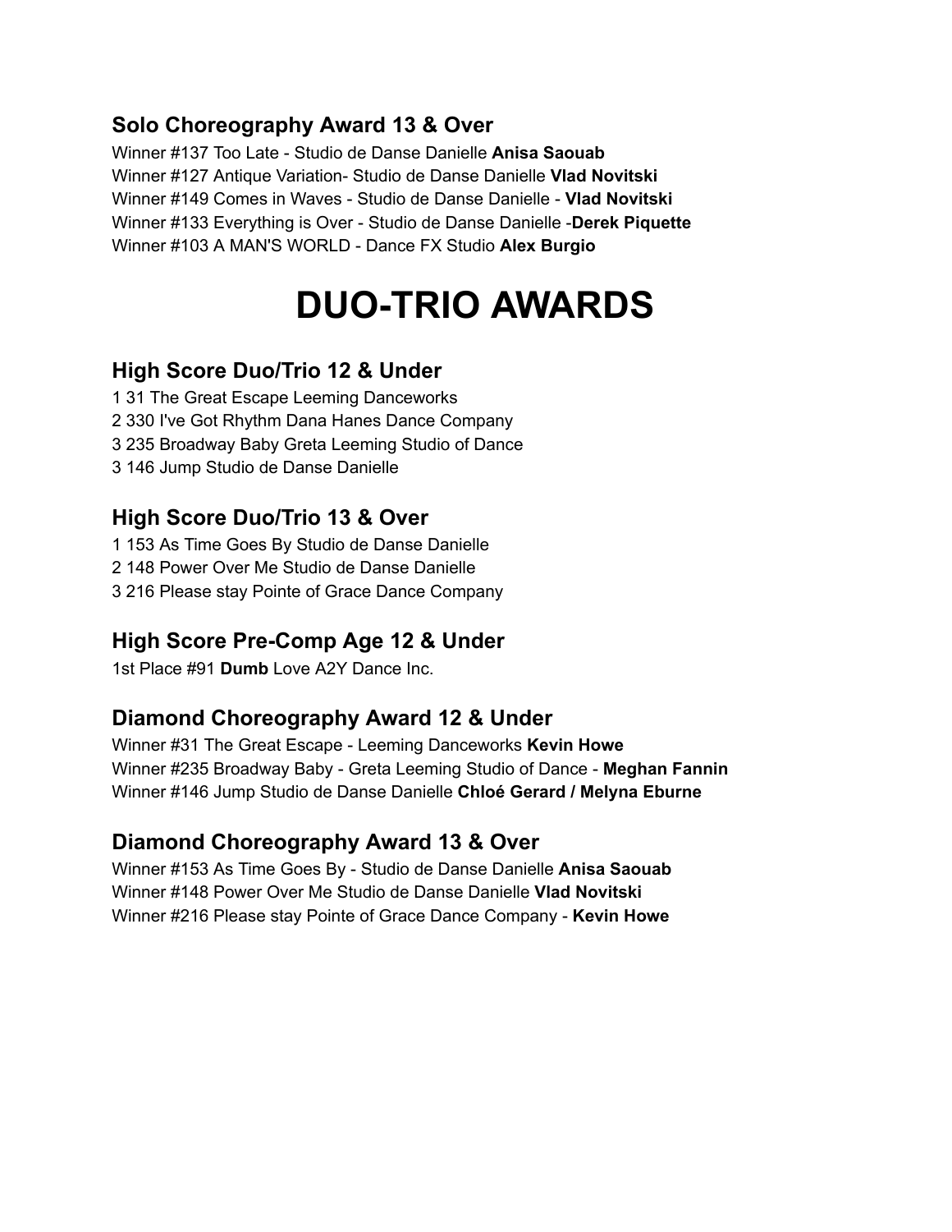### Solo Choreography Award 13 & Over

Winner #137 Too Late - Studio de Danse Danielle **Anisa Saouab**
Winner #127 Antique Variation- Studio de Danse Danielle **Vlad Novitski**
Winner #149 Comes in Waves - Studio de Danse Danielle - **Vlad Novitski**
Winner #133 Everything is Over - Studio de Danse Danielle -**Derek Piquette**
Winner #103 A MAN'S WORLD - Dance FX Studio **Alex Burgio**

# DUO-TRIO AWARDS

### High Score Duo/Trio 12 & Under

1 31 The Great Escape Leeming Danceworks
2 330 I've Got Rhythm Dana Hanes Dance Company
3 235 Broadway Baby Greta Leeming Studio of Dance
3 146 Jump Studio de Danse Danielle

### High Score Duo/Trio 13 & Over

1 153 As Time Goes By Studio de Danse Danielle
2 148 Power Over Me Studio de Danse Danielle
3 216 Please stay Pointe of Grace Dance Company

### High Score Pre-Comp Age 12 & Under

1st Place #91 **Dumb** Love A2Y Dance Inc.

### Diamond Choreography Award 12 & Under

Winner #31 The Great Escape - Leeming Danceworks **Kevin Howe**
Winner #235 Broadway Baby - Greta Leeming Studio of Dance - **Meghan Fannin**
Winner #146 Jump Studio de Danse Danielle **Chloé Gerard / Melyna Eburne**

### Diamond Choreography Award 13 & Over

Winner #153 As Time Goes By - Studio de Danse Danielle **Anisa Saouab**
Winner #148 Power Over Me Studio de Danse Danielle **Vlad Novitski**
Winner #216 Please stay Pointe of Grace Dance Company - **Kevin Howe**